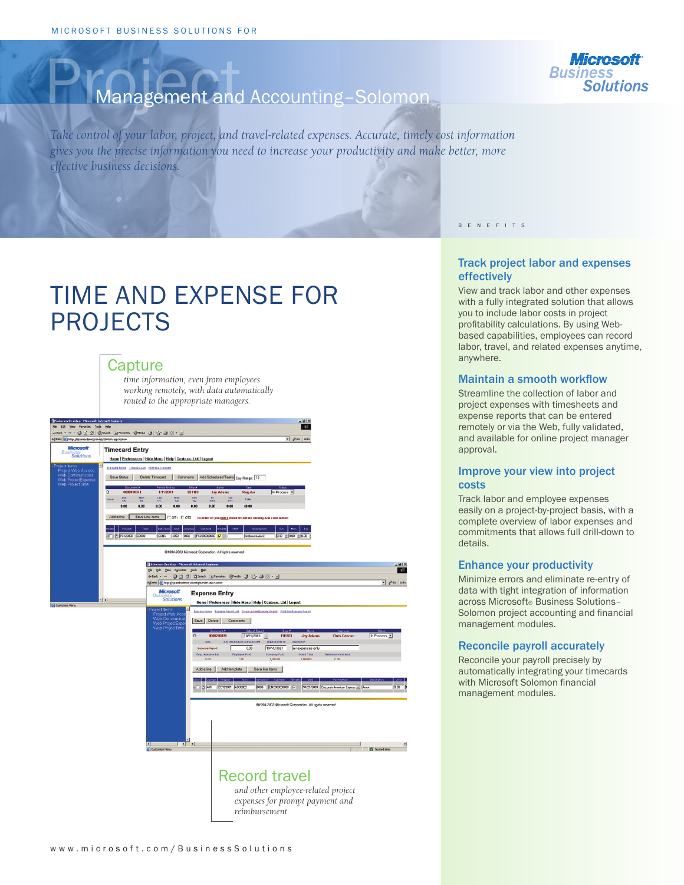MICROSOFT BUSINESS SOLUTIONS FOR

# Project Management and Accounting–Solomon

*Take control of your labor, project, and travel-related expenses. Accurate, timely cost information gives you the precise information you need to increase your productivity and make better, more effective business decisions.*

## TIME AND EXPENSE FOR PROJECTS

### Capture

*time information, even from employees working remotely, with data automatically routed to the appropriate managers.*

### Record travel

*and other employee-related project expenses for prompt payment and reimbursement.*

BENEFITS

### Track project labor and expenses effectively

View and track labor and other expenses with a fully integrated solution that allows you to include labor costs in project profitability calculations. By using Web-based capabilities, employees can record labor, travel, and related expenses anytime, anywhere.

### Maintain a smooth workflow

Streamline the collection of labor and project expenses with timesheets and expense reports that can be entered remotely or via the Web, fully validated, and available for online project manager approval.

### Improve your view into project costs

Track labor and employee expenses easily on a project-by-project basis, with a complete overview of labor expenses and commitments that allows full drill-down to details.

### Enhance your productivity

Minimize errors and eliminate re-entry of data with tight integration of information across Microsoft® Business Solutions–Solomon project accounting and financial management modules.

### Reconcile payroll accurately

Reconcile your payroll precisely by automatically integrating your timecards with Microsoft Solomon financial management modules.

www.microsoft.com/BusinessSolutions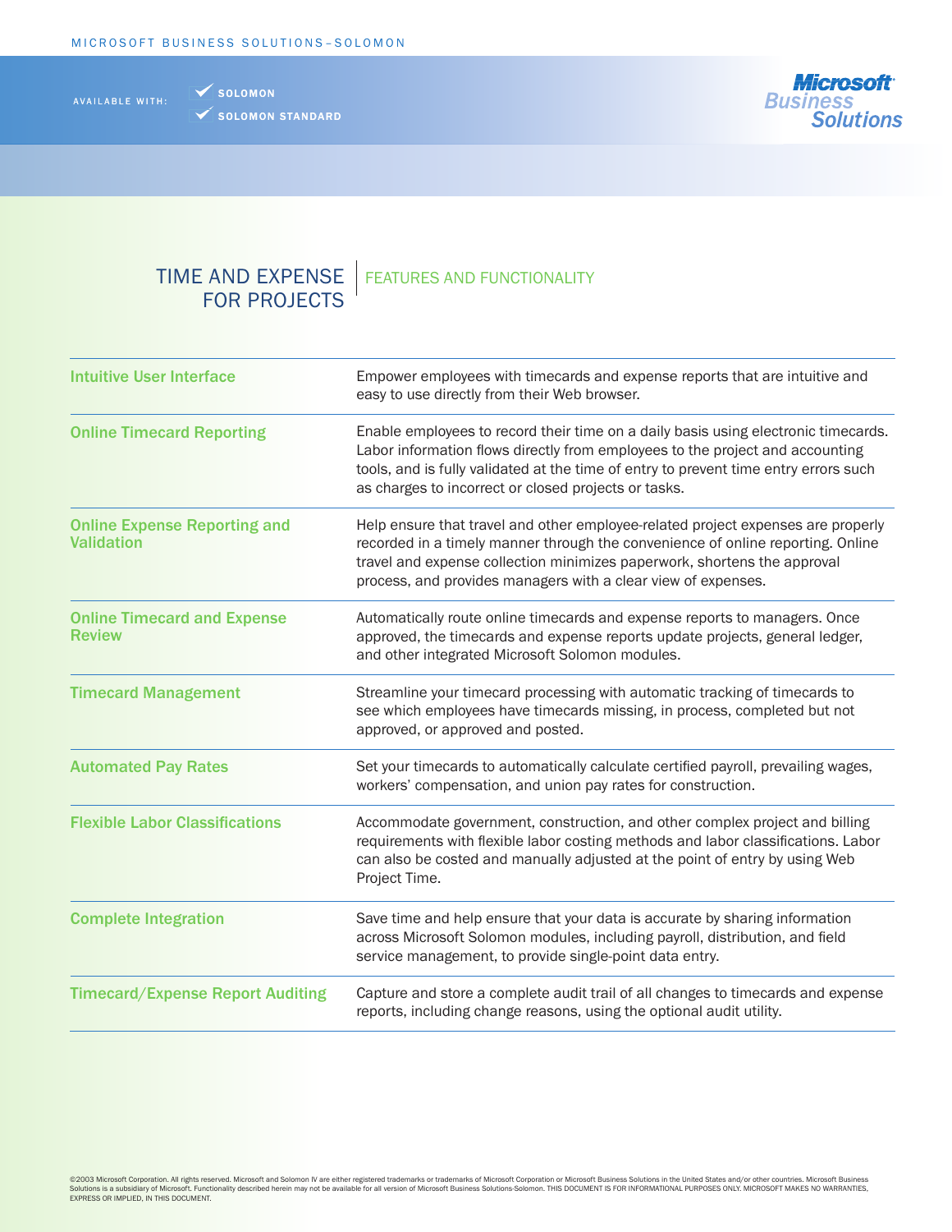MICROSOFT BUSINESS SOLUTIONS–SOLOMON

AVAILABLE WITH:
- ✓ SOLOMON
- ✓ SOLOMON STANDARD

Microsoft Business Solutions

# TIME AND EXPENSE FOR PROJECTS | FEATURES AND FUNCTIONALITY

| | |
|---|---|
| **Intuitive User Interface** | Empower employees with timecards and expense reports that are intuitive and easy to use directly from their Web browser. |
| **Online Timecard Reporting** | Enable employees to record their time on a daily basis using electronic timecards. Labor information flows directly from employees to the project and accounting tools, and is fully validated at the time of entry to prevent time entry errors such as charges to incorrect or closed projects or tasks. |
| **Online Expense Reporting and Validation** | Help ensure that travel and other employee-related project expenses are properly recorded in a timely manner through the convenience of online reporting. Online travel and expense collection minimizes paperwork, shortens the approval process, and provides managers with a clear view of expenses. |
| **Online Timecard and Expense Review** | Automatically route online timecards and expense reports to managers. Once approved, the timecards and expense reports update projects, general ledger, and other integrated Microsoft Solomon modules. |
| **Timecard Management** | Streamline your timecard processing with automatic tracking of timecards to see which employees have timecards missing, in process, completed but not approved, or approved and posted. |
| **Automated Pay Rates** | Set your timecards to automatically calculate certified payroll, prevailing wages, workers' compensation, and union pay rates for construction. |
| **Flexible Labor Classifications** | Accommodate government, construction, and other complex project and billing requirements with flexible labor costing methods and labor classifications. Labor can also be costed and manually adjusted at the point of entry by using Web Project Time. |
| **Complete Integration** | Save time and help ensure that your data is accurate by sharing information across Microsoft Solomon modules, including payroll, distribution, and field service management, to provide single-point data entry. |
| **Timecard/Expense Report Auditing** | Capture and store a complete audit trail of all changes to timecards and expense reports, including change reasons, using the optional audit utility. |

©2003 Microsoft Corporation. All rights reserved. Microsoft and Solomon IV are either registered trademarks or trademarks of Microsoft Corporation or Microsoft Business Solutions in the United States and/or other countries. Microsoft Business Solutions is a subsidiary of Microsoft. Functionality described herein may not be available for all version of Microsoft Business Solutions-Solomon. THIS DOCUMENT IS FOR INFORMATIONAL PURPOSES ONLY. MICROSOFT MAKES NO WARRANTIES, EXPRESS OR IMPLIED, IN THIS DOCUMENT.